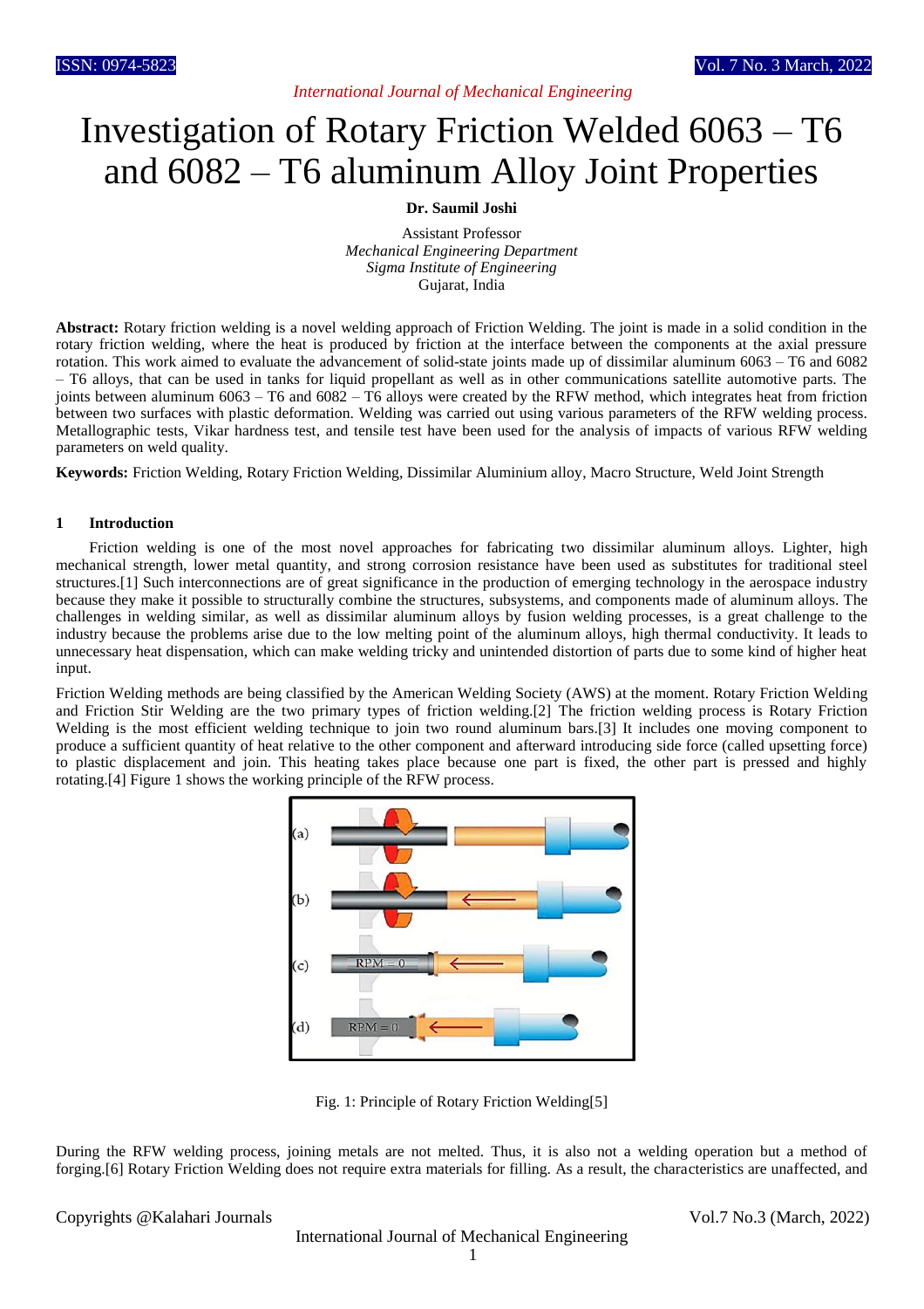# Investigation of Rotary Friction Welded 6063 – T6 and 6082 – T6 aluminum Alloy Joint Properties

**Dr. Saumil Joshi**

Assistant Professor
*Mechanical Engineering Department*
*Sigma Institute of Engineering*
Gujarat, India

**Abstract:** Rotary friction welding is a novel welding approach of Friction Welding. The joint is made in a solid condition in the rotary friction welding, where the heat is produced by friction at the interface between the components at the axial pressure rotation. This work aimed to evaluate the advancement of solid-state joints made up of dissimilar aluminum 6063 – T6 and 6082 – T6 alloys, that can be used in tanks for liquid propellant as well as in other communications satellite automotive parts. The joints between aluminum 6063 – T6 and 6082 – T6 alloys were created by the RFW method, which integrates heat from friction between two surfaces with plastic deformation. Welding was carried out using various parameters of the RFW welding process. Metallographic tests, Vikar hardness test, and tensile test have been used for the analysis of impacts of various RFW welding parameters on weld quality.

**Keywords:** Friction Welding, Rotary Friction Welding, Dissimilar Aluminium alloy, Macro Structure, Weld Joint Strength

## 1 Introduction

Friction welding is one of the most novel approaches for fabricating two dissimilar aluminum alloys. Lighter, high mechanical strength, lower metal quantity, and strong corrosion resistance have been used as substitutes for traditional steel structures.[1] Such interconnections are of great significance in the production of emerging technology in the aerospace industry because they make it possible to structurally combine the structures, subsystems, and components made of aluminum alloys. The challenges in welding similar, as well as dissimilar aluminum alloys by fusion welding processes, is a great challenge to the industry because the problems arise due to the low melting point of the aluminum alloys, high thermal conductivity. It leads to unnecessary heat dispensation, which can make welding tricky and unintended distortion of parts due to some kind of higher heat input.

Friction Welding methods are being classified by the American Welding Society (AWS) at the moment. Rotary Friction Welding and Friction Stir Welding are the two primary types of friction welding.[2] The friction welding process is Rotary Friction Welding is the most efficient welding technique to join two round aluminum bars.[3] It includes one moving component to produce a sufficient quantity of heat relative to the other component and afterward introducing side force (called upsetting force) to plastic displacement and join. This heating takes place because one part is fixed, the other part is pressed and highly rotating.[4] Figure 1 shows the working principle of the RFW process.

Fig. 1: Principle of Rotary Friction Welding[5]

During the RFW welding process, joining metals are not melted. Thus, it is also not a welding operation but a method of forging.[6] Rotary Friction Welding does not require extra materials for filling. As a result, the characteristics are unaffected, and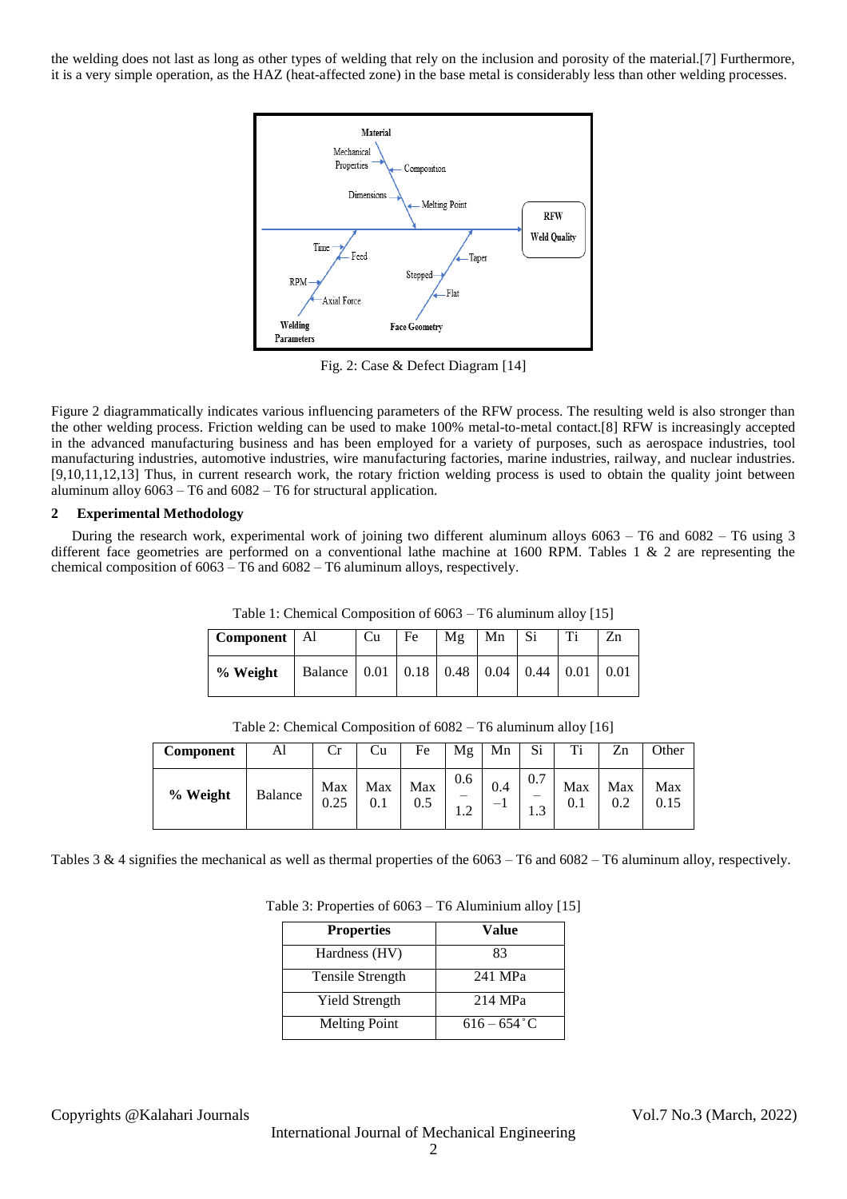the welding does not last as long as other types of welding that rely on the inclusion and porosity of the material.[7] Furthermore, it is a very simple operation, as the HAZ (heat-affected zone) in the base metal is considerably less than other welding processes.

Fig. 2: Case & Defect Diagram [14]

Figure 2 diagrammatically indicates various influencing parameters of the RFW process. The resulting weld is also stronger than the other welding process. Friction welding can be used to make 100% metal-to-metal contact.[8] RFW is increasingly accepted in the advanced manufacturing business and has been employed for a variety of purposes, such as aerospace industries, tool manufacturing industries, automotive industries, wire manufacturing factories, marine industries, railway, and nuclear industries.[9,10,11,12,13] Thus, in current research work, the rotary friction welding process is used to obtain the quality joint between aluminum alloy 6063 – T6 and 6082 – T6 for structural application.

## 2 Experimental Methodology

During the research work, experimental work of joining two different aluminum alloys 6063 – T6 and 6082 – T6 using 3 different face geometries are performed on a conventional lathe machine at 1600 RPM. Tables 1 & 2 are representing the chemical composition of 6063 – T6 and 6082 – T6 aluminum alloys, respectively.

Table 1: Chemical Composition of 6063 – T6 aluminum alloy [15]

| **Component** | Al | Cu | Fe | Mg | Mn | Si | Ti | Zn |
|---|---|---|---|---|---|---|---|---|
| **% Weight** | Balance | 0.01 | 0.18 | 0.48 | 0.04 | 0.44 | 0.01 | 0.01 |

Table 2: Chemical Composition of 6082 – T6 aluminum alloy [16]

| **Component** | Al | Cr | Cu | Fe | Mg | Mn | Si | Ti | Zn | Other |
|---|---|---|---|---|---|---|---|---|---|---|
| **% Weight** | Balance | Max 0.25 | Max 0.1 | Max 0.5 | 0.6 – 1.2 | 0.4 –1 | 0.7 – 1.3 | Max 0.1 | Max 0.2 | Max 0.15 |

Tables 3 & 4 signifies the mechanical as well as thermal properties of the 6063 – T6 and 6082 – T6 aluminum alloy, respectively.

Table 3: Properties of 6063 – T6 Aluminium alloy [15]

| Properties | Value |
|---|---|
| Hardness (HV) | 83 |
| Tensile Strength | 241 MPa |
| Yield Strength | 214 MPa |
| Melting Point | 616 – 654 ˚C |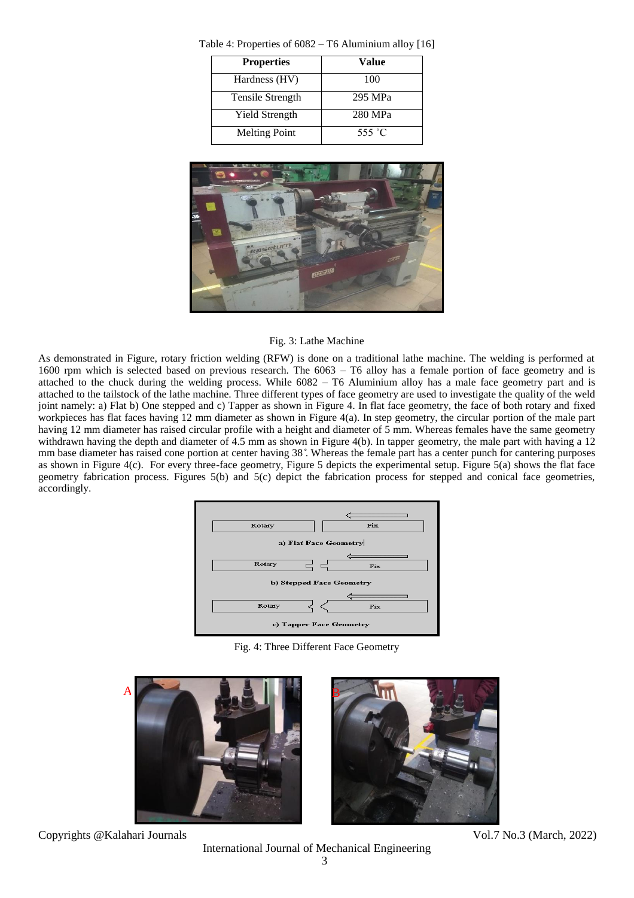Table 4: Properties of 6082 – T6 Aluminium alloy [16]

| Properties | Value |
|---|---|
| Hardness (HV) | 100 |
| Tensile Strength | 295 MPa |
| Yield Strength | 280 MPa |
| Melting Point | 555 ˚C |

Fig. 3: Lathe Machine

As demonstrated in Figure, rotary friction welding (RFW) is done on a traditional lathe machine. The welding is performed at 1600 rpm which is selected based on previous research. The 6063 – T6 alloy has a female portion of face geometry and is attached to the chuck during the welding process. While 6082 – T6 Aluminium alloy has a male face geometry part and is attached to the tailstock of the lathe machine. Three different types of face geometry are used to investigate the quality of the weld joint namely: a) Flat b) One stepped and c) Tapper as shown in Figure 4. In flat face geometry, the face of both rotary and fixed workpieces has flat faces having 12 mm diameter as shown in Figure 4(a). In step geometry, the circular portion of the male part having 12 mm diameter has raised circular profile with a height and diameter of 5 mm. Whereas females have the same geometry withdrawn having the depth and diameter of 4.5 mm as shown in Figure 4(b). In tapper geometry, the male part with having a 12 mm base diameter has raised cone portion at center having 38˚. Whereas the female part has a center punch for cantering purposes as shown in Figure 4(c). For every three-face geometry, Figure 5 depicts the experimental setup. Figure 5(a) shows the flat face geometry fabrication process. Figures 5(b) and 5(c) depict the fabrication process for stepped and conical face geometries, accordingly.

Fig. 4: Three Different Face Geometry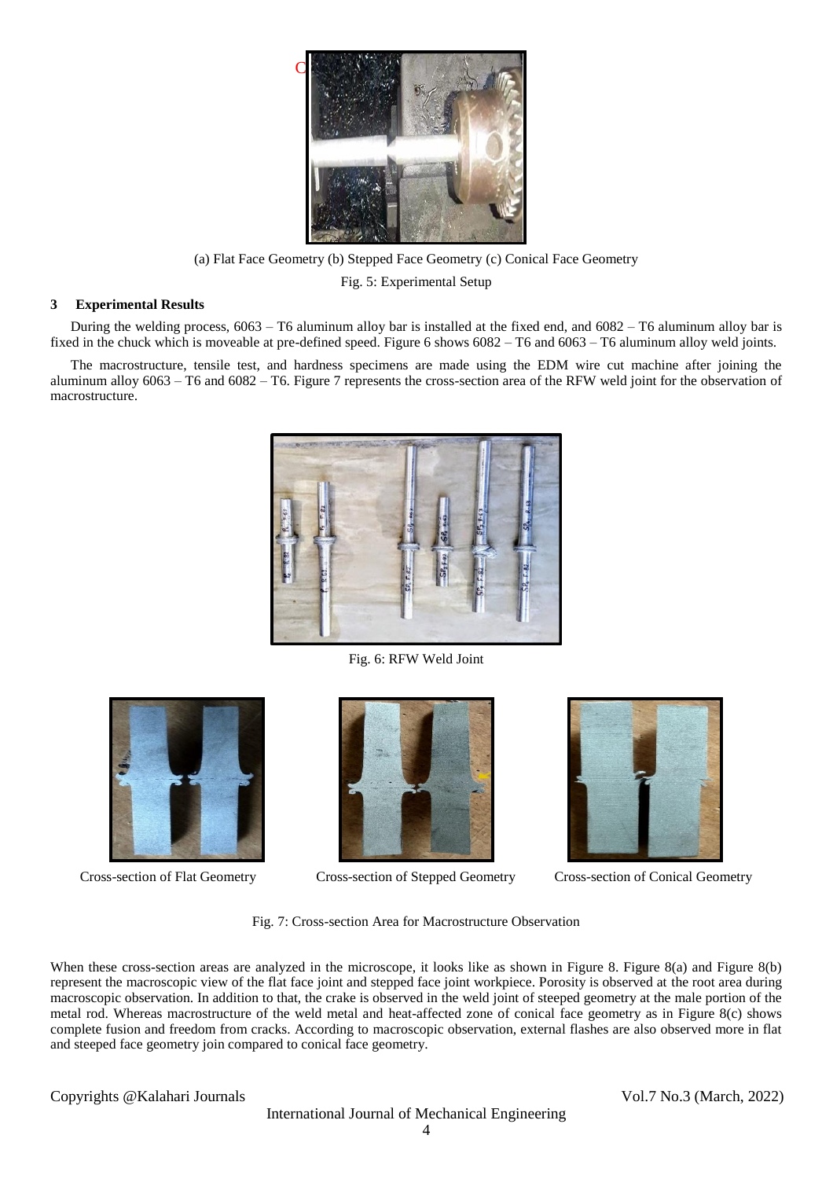(a) Flat Face Geometry (b) Stepped Face Geometry (c) Conical Face Geometry

Fig. 5: Experimental Setup

## 3 Experimental Results

During the welding process, 6063 – T6 aluminum alloy bar is installed at the fixed end, and 6082 – T6 aluminum alloy bar is fixed in the chuck which is moveable at pre-defined speed. Figure 6 shows 6082 – T6 and 6063 – T6 aluminum alloy weld joints.

The macrostructure, tensile test, and hardness specimens are made using the EDM wire cut machine after joining the aluminum alloy 6063 – T6 and 6082 – T6. Figure 7 represents the cross-section area of the RFW weld joint for the observation of macrostructure.

Fig. 6: RFW Weld Joint

Cross-section of Flat Geometry Cross-section of Stepped Geometry Cross-section of Conical Geometry

Fig. 7: Cross-section Area for Macrostructure Observation

When these cross-section areas are analyzed in the microscope, it looks like as shown in Figure 8. Figure 8(a) and Figure 8(b) represent the macroscopic view of the flat face joint and stepped face joint workpiece. Porosity is observed at the root area during macroscopic observation. In addition to that, the crake is observed in the weld joint of steeped geometry at the male portion of the metal rod. Whereas macrostructure of the weld metal and heat-affected zone of conical face geometry as in Figure 8(c) shows complete fusion and freedom from cracks. According to macroscopic observation, external flashes are also observed more in flat and steeped face geometry join compared to conical face geometry.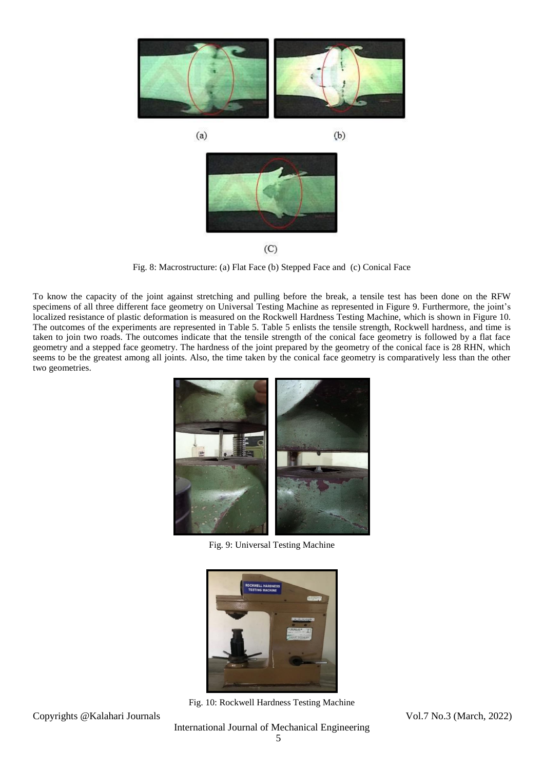(a)

(b)

(C)

Fig. 8: Macrostructure: (a) Flat Face (b) Stepped Face and (c) Conical Face

To know the capacity of the joint against stretching and pulling before the break, a tensile test has been done on the RFW specimens of all three different face geometry on Universal Testing Machine as represented in Figure 9. Furthermore, the joint's localized resistance of plastic deformation is measured on the Rockwell Hardness Testing Machine, which is shown in Figure 10. The outcomes of the experiments are represented in Table 5. Table 5 enlists the tensile strength, Rockwell hardness, and time is taken to join two roads. The outcomes indicate that the tensile strength of the conical face geometry is followed by a flat face geometry and a stepped face geometry. The hardness of the joint prepared by the geometry of the conical face is 28 RHN, which seems to be the greatest among all joints. Also, the time taken by the conical face geometry is comparatively less than the other two geometries.

Fig. 9: Universal Testing Machine

Fig. 10: Rockwell Hardness Testing Machine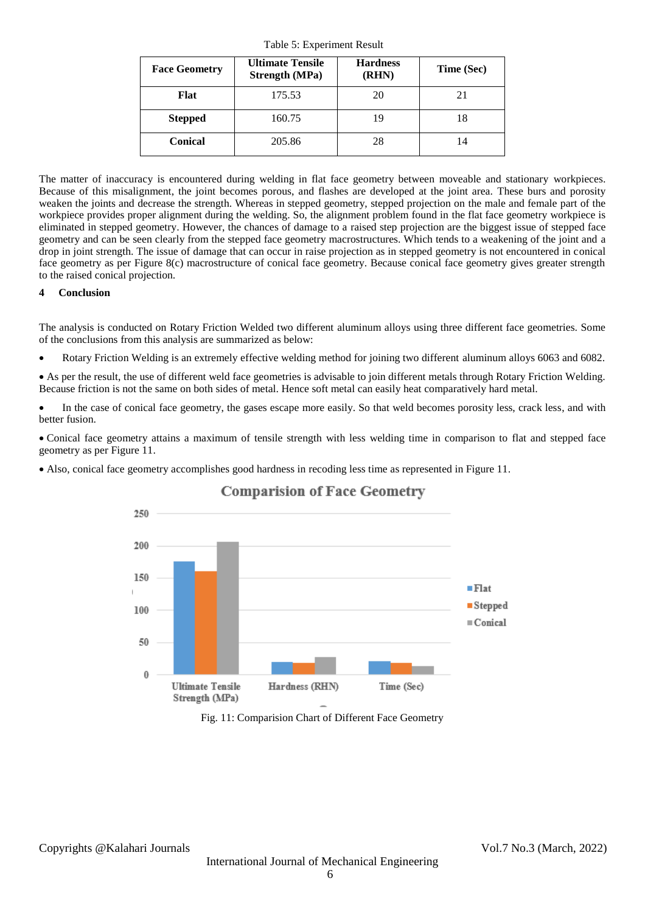Table 5: Experiment Result

| Face Geometry | Ultimate Tensile Strength (MPa) | Hardness (RHN) | Time (Sec) |
|---|---|---|---|
| **Flat** | 175.53 | 20 | 21 |
| **Stepped** | 160.75 | 19 | 18 |
| **Conical** | 205.86 | 28 | 14 |

The matter of inaccuracy is encountered during welding in flat face geometry between moveable and stationary workpieces. Because of this misalignment, the joint becomes porous, and flashes are developed at the joint area. These burs and porosity weaken the joints and decrease the strength. Whereas in stepped geometry, stepped projection on the male and female part of the workpiece provides proper alignment during the welding. So, the alignment problem found in the flat face geometry workpiece is eliminated in stepped geometry. However, the chances of damage to a raised step projection are the biggest issue of stepped face geometry and can be seen clearly from the stepped face geometry macrostructures. Which tends to a weakening of the joint and a drop in joint strength. The issue of damage that can occur in raise projection as in stepped geometry is not encountered in conical face geometry as per Figure 8(c) macrostructure of conical face geometry. Because conical face geometry gives greater strength to the raised conical projection.

## 4 Conclusion

The analysis is conducted on Rotary Friction Welded two different aluminum alloys using three different face geometries. Some of the conclusions from this analysis are summarized as below:

- Rotary Friction Welding is an extremely effective welding method for joining two different aluminum alloys 6063 and 6082.
- As per the result, the use of different weld face geometries is advisable to join different metals through Rotary Friction Welding. Because friction is not the same on both sides of metal. Hence soft metal can easily heat comparatively hard metal.
- In the case of conical face geometry, the gases escape more easily. So that weld becomes porosity less, crack less, and with better fusion.
- Conical face geometry attains a maximum of tensile strength with less welding time in comparison to flat and stepped face geometry as per Figure 11.
- Also, conical face geometry accomplishes good hardness in recoding less time as represented in Figure 11.

Fig. 11: Comparision Chart of Different Face Geometry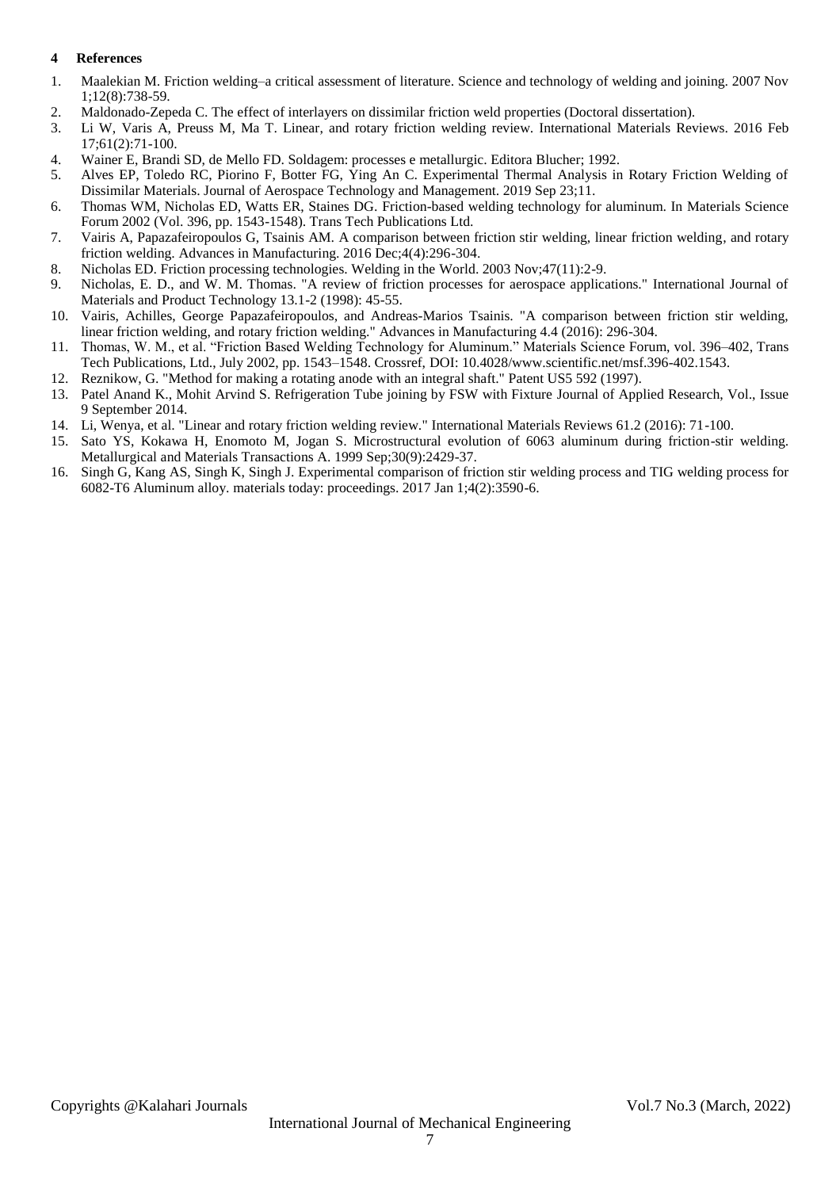## 4 References

1. Maalekian M. Friction welding–a critical assessment of literature. Science and technology of welding and joining. 2007 Nov 1;12(8):738-59.
2. Maldonado-Zepeda C. The effect of interlayers on dissimilar friction weld properties (Doctoral dissertation).
3. Li W, Varis A, Preuss M, Ma T. Linear, and rotary friction welding review. International Materials Reviews. 2016 Feb 17;61(2):71-100.
4. Wainer E, Brandi SD, de Mello FD. Soldagem: processes e metallurgic. Editora Blucher; 1992.
5. Alves EP, Toledo RC, Piorino F, Botter FG, Ying An C. Experimental Thermal Analysis in Rotary Friction Welding of Dissimilar Materials. Journal of Aerospace Technology and Management. 2019 Sep 23;11.
6. Thomas WM, Nicholas ED, Watts ER, Staines DG. Friction-based welding technology for aluminum. In Materials Science Forum 2002 (Vol. 396, pp. 1543-1548). Trans Tech Publications Ltd.
7. Vairis A, Papazafeiropoulos G, Tsainis AM. A comparison between friction stir welding, linear friction welding, and rotary friction welding. Advances in Manufacturing. 2016 Dec;4(4):296-304.
8. Nicholas ED. Friction processing technologies. Welding in the World. 2003 Nov;47(11):2-9.
9. Nicholas, E. D., and W. M. Thomas. "A review of friction processes for aerospace applications." International Journal of Materials and Product Technology 13.1-2 (1998): 45-55.
10. Vairis, Achilles, George Papazafeiropoulos, and Andreas-Marios Tsainis. "A comparison between friction stir welding, linear friction welding, and rotary friction welding." Advances in Manufacturing 4.4 (2016): 296-304.
11. Thomas, W. M., et al. "Friction Based Welding Technology for Aluminum." Materials Science Forum, vol. 396–402, Trans Tech Publications, Ltd., July 2002, pp. 1543–1548. Crossref, DOI: 10.4028/www.scientific.net/msf.396-402.1543.
12. Reznikow, G. "Method for making a rotating anode with an integral shaft." Patent US5 592 (1997).
13. Patel Anand K., Mohit Arvind S. Refrigeration Tube joining by FSW with Fixture Journal of Applied Research, Vol., Issue 9 September 2014.
14. Li, Wenya, et al. "Linear and rotary friction welding review." International Materials Reviews 61.2 (2016): 71-100.
15. Sato YS, Kokawa H, Enomoto M, Jogan S. Microstructural evolution of 6063 aluminum during friction-stir welding. Metallurgical and Materials Transactions A. 1999 Sep;30(9):2429-37.
16. Singh G, Kang AS, Singh K, Singh J. Experimental comparison of friction stir welding process and TIG welding process for 6082-T6 Aluminum alloy. materials today: proceedings. 2017 Jan 1;4(2):3590-6.